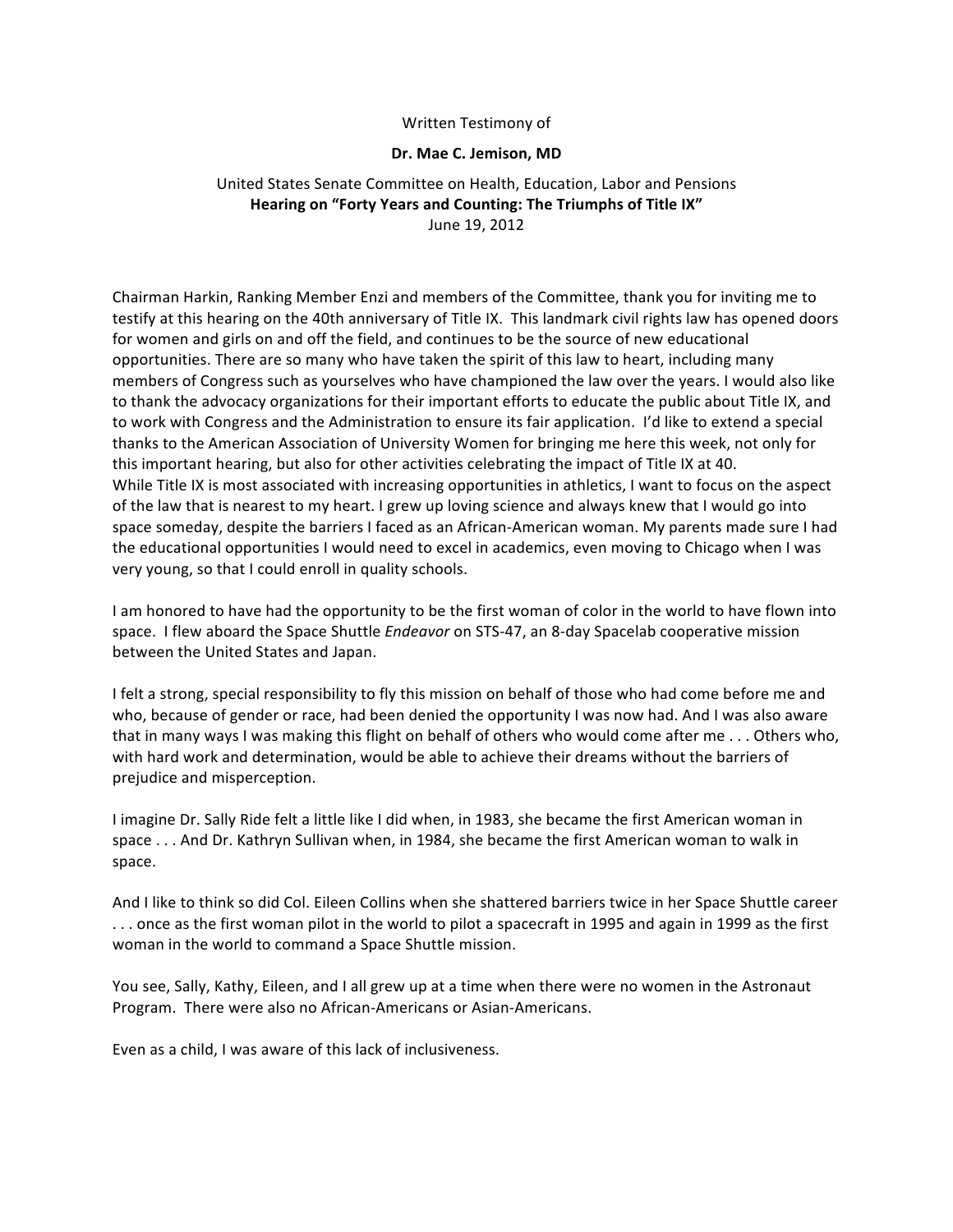Written Testimony of

**Dr. Mae C. Jemison, MD**

United States Senate Committee on Health, Education, Labor and Pensions
**Hearing on "Forty Years and Counting: The Triumphs of Title IX"**
June 19, 2012

Chairman Harkin, Ranking Member Enzi and members of the Committee, thank you for inviting me to testify at this hearing on the 40th anniversary of Title IX. This landmark civil rights law has opened doors for women and girls on and off the field, and continues to be the source of new educational opportunities. There are so many who have taken the spirit of this law to heart, including many members of Congress such as yourselves who have championed the law over the years. I would also like to thank the advocacy organizations for their important efforts to educate the public about Title IX, and to work with Congress and the Administration to ensure its fair application. I'd like to extend a special thanks to the American Association of University Women for bringing me here this week, not only for this important hearing, but also for other activities celebrating the impact of Title IX at 40.
While Title IX is most associated with increasing opportunities in athletics, I want to focus on the aspect of the law that is nearest to my heart. I grew up loving science and always knew that I would go into space someday, despite the barriers I faced as an African-American woman. My parents made sure I had the educational opportunities I would need to excel in academics, even moving to Chicago when I was very young, so that I could enroll in quality schools.

I am honored to have had the opportunity to be the first woman of color in the world to have flown into space. I flew aboard the Space Shuttle *Endeavor* on STS-47, an 8-day Spacelab cooperative mission between the United States and Japan.

I felt a strong, special responsibility to fly this mission on behalf of those who had come before me and who, because of gender or race, had been denied the opportunity I was now had. And I was also aware that in many ways I was making this flight on behalf of others who would come after me . . . Others who, with hard work and determination, would be able to achieve their dreams without the barriers of prejudice and misperception.

I imagine Dr. Sally Ride felt a little like I did when, in 1983, she became the first American woman in space . . . And Dr. Kathryn Sullivan when, in 1984, she became the first American woman to walk in space.

And I like to think so did Col. Eileen Collins when she shattered barriers twice in her Space Shuttle career . . . once as the first woman pilot in the world to pilot a spacecraft in 1995 and again in 1999 as the first woman in the world to command a Space Shuttle mission.

You see, Sally, Kathy, Eileen, and I all grew up at a time when there were no women in the Astronaut Program. There were also no African-Americans or Asian-Americans.

Even as a child, I was aware of this lack of inclusiveness.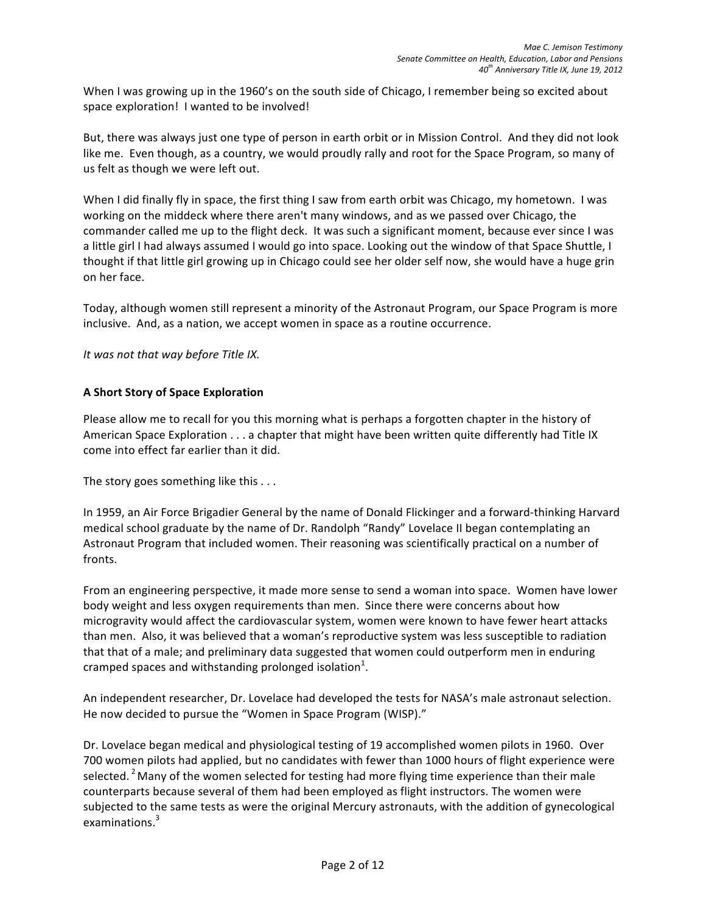When I was growing up in the 1960's on the south side of Chicago, I remember being so excited about space exploration! I wanted to be involved!

But, there was always just one type of person in earth orbit or in Mission Control. And they did not look like me. Even though, as a country, we would proudly rally and root for the Space Program, so many of us felt as though we were left out.

When I did finally fly in space, the first thing I saw from earth orbit was Chicago, my hometown. I was working on the middeck where there aren't many windows, and as we passed over Chicago, the commander called me up to the flight deck. It was such a significant moment, because ever since I was a little girl I had always assumed I would go into space. Looking out the window of that Space Shuttle, I thought if that little girl growing up in Chicago could see her older self now, she would have a huge grin on her face.

Today, although women still represent a minority of the Astronaut Program, our Space Program is more inclusive. And, as a nation, we accept women in space as a routine occurrence.

*It was not that way before Title IX.*

**A Short Story of Space Exploration**

Please allow me to recall for you this morning what is perhaps a forgotten chapter in the history of American Space Exploration . . . a chapter that might have been written quite differently had Title IX come into effect far earlier than it did.

The story goes something like this . . .

In 1959, an Air Force Brigadier General by the name of Donald Flickinger and a forward-thinking Harvard medical school graduate by the name of Dr. Randolph "Randy" Lovelace II began contemplating an Astronaut Program that included women. Their reasoning was scientifically practical on a number of fronts.

From an engineering perspective, it made more sense to send a woman into space. Women have lower body weight and less oxygen requirements than men. Since there were concerns about how microgravity would affect the cardiovascular system, women were known to have fewer heart attacks than men. Also, it was believed that a woman's reproductive system was less susceptible to radiation that that of a male; and preliminary data suggested that women could outperform men in enduring cramped spaces and withstanding prolonged isolation[1].

An independent researcher, Dr. Lovelace had developed the tests for NASA's male astronaut selection. He now decided to pursue the "Women in Space Program (WISP)."

Dr. Lovelace began medical and physiological testing of 19 accomplished women pilots in 1960. Over 700 women pilots had applied, but no candidates with fewer than 1000 hours of flight experience were selected.[2] Many of the women selected for testing had more flying time experience than their male counterparts because several of them had been employed as flight instructors. The women were subjected to the same tests as were the original Mercury astronauts, with the addition of gynecological examinations.[3]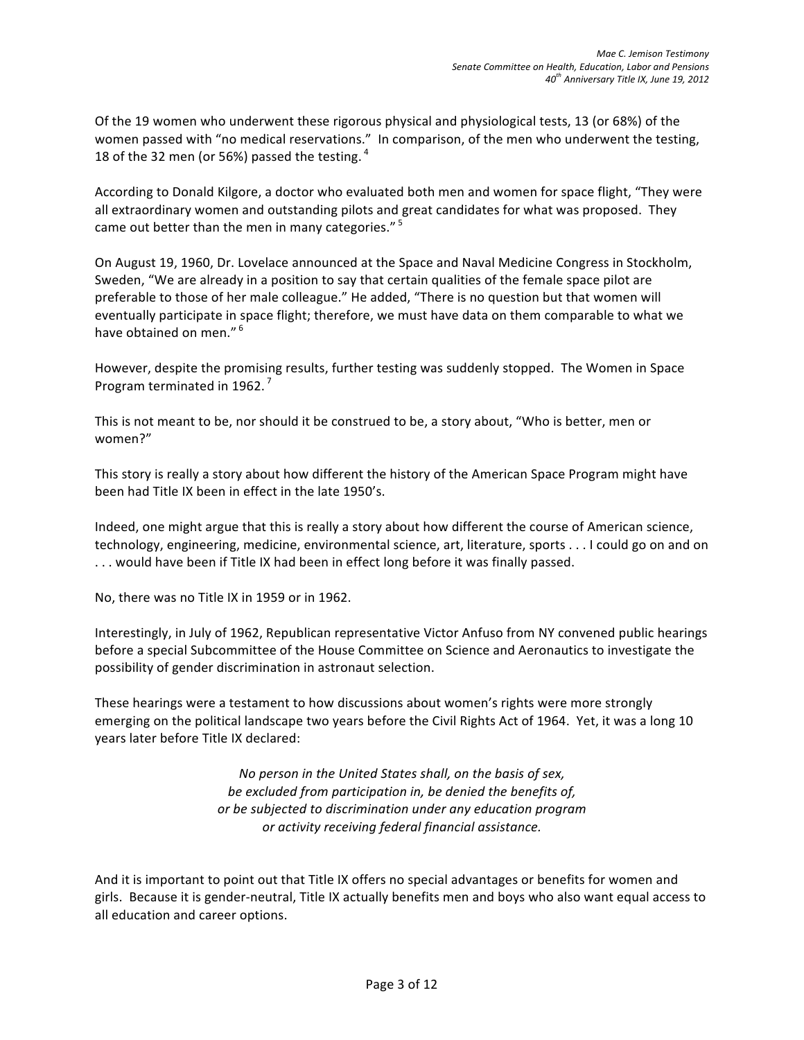Of the 19 women who underwent these rigorous physical and physiological tests, 13 (or 68%) of the women passed with "no medical reservations." In comparison, of the men who underwent the testing, 18 of the 32 men (or 56%) passed the testing.[4]

According to Donald Kilgore, a doctor who evaluated both men and women for space flight, "They were all extraordinary women and outstanding pilots and great candidates for what was proposed. They came out better than the men in many categories."[5]

On August 19, 1960, Dr. Lovelace announced at the Space and Naval Medicine Congress in Stockholm, Sweden, "We are already in a position to say that certain qualities of the female space pilot are preferable to those of her male colleague." He added, "There is no question but that women will eventually participate in space flight; therefore, we must have data on them comparable to what we have obtained on men."[6]

However, despite the promising results, further testing was suddenly stopped. The Women in Space Program terminated in 1962.[7]

This is not meant to be, nor should it be construed to be, a story about, "Who is better, men or women?"

This story is really a story about how different the history of the American Space Program might have been had Title IX been in effect in the late 1950's.

Indeed, one might argue that this is really a story about how different the course of American science, technology, engineering, medicine, environmental science, art, literature, sports . . . I could go on and on . . . would have been if Title IX had been in effect long before it was finally passed.

No, there was no Title IX in 1959 or in 1962.

Interestingly, in July of 1962, Republican representative Victor Anfuso from NY convened public hearings before a special Subcommittee of the House Committee on Science and Aeronautics to investigate the possibility of gender discrimination in astronaut selection.

These hearings were a testament to how discussions about women's rights were more strongly emerging on the political landscape two years before the Civil Rights Act of 1964. Yet, it was a long 10 years later before Title IX declared:

> *No person in the United States shall, on the basis of sex, be excluded from participation in, be denied the benefits of, or be subjected to discrimination under any education program or activity receiving federal financial assistance.*

And it is important to point out that Title IX offers no special advantages or benefits for women and girls. Because it is gender-neutral, Title IX actually benefits men and boys who also want equal access to all education and career options.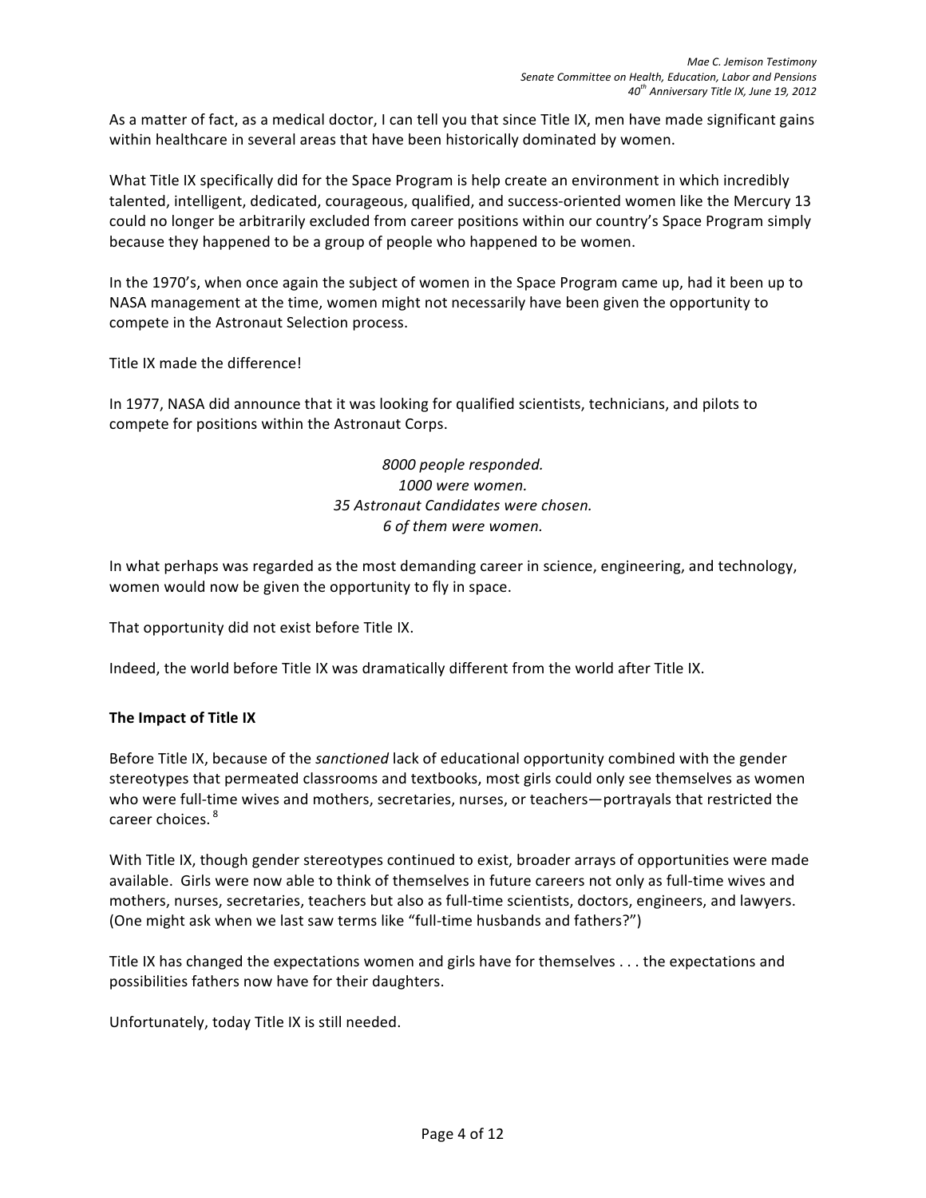As a matter of fact, as a medical doctor, I can tell you that since Title IX, men have made significant gains within healthcare in several areas that have been historically dominated by women.

What Title IX specifically did for the Space Program is help create an environment in which incredibly talented, intelligent, dedicated, courageous, qualified, and success-oriented women like the Mercury 13 could no longer be arbitrarily excluded from career positions within our country's Space Program simply because they happened to be a group of people who happened to be women.

In the 1970's, when once again the subject of women in the Space Program came up, had it been up to NASA management at the time, women might not necessarily have been given the opportunity to compete in the Astronaut Selection process.

Title IX made the difference!

In 1977, NASA did announce that it was looking for qualified scientists, technicians, and pilots to compete for positions within the Astronaut Corps.

*8000 people responded.*
*1000 were women.*
*35 Astronaut Candidates were chosen.*
*6 of them were women.*

In what perhaps was regarded as the most demanding career in science, engineering, and technology, women would now be given the opportunity to fly in space.

That opportunity did not exist before Title IX.

Indeed, the world before Title IX was dramatically different from the world after Title IX.

**The Impact of Title IX**

Before Title IX, because of the *sanctioned* lack of educational opportunity combined with the gender stereotypes that permeated classrooms and textbooks, most girls could only see themselves as women who were full-time wives and mothers, secretaries, nurses, or teachers—portrayals that restricted the career choices. [8]

With Title IX, though gender stereotypes continued to exist, broader arrays of opportunities were made available. Girls were now able to think of themselves in future careers not only as full-time wives and mothers, nurses, secretaries, teachers but also as full-time scientists, doctors, engineers, and lawyers. (One might ask when we last saw terms like "full-time husbands and fathers?")

Title IX has changed the expectations women and girls have for themselves . . . the expectations and possibilities fathers now have for their daughters.

Unfortunately, today Title IX is still needed.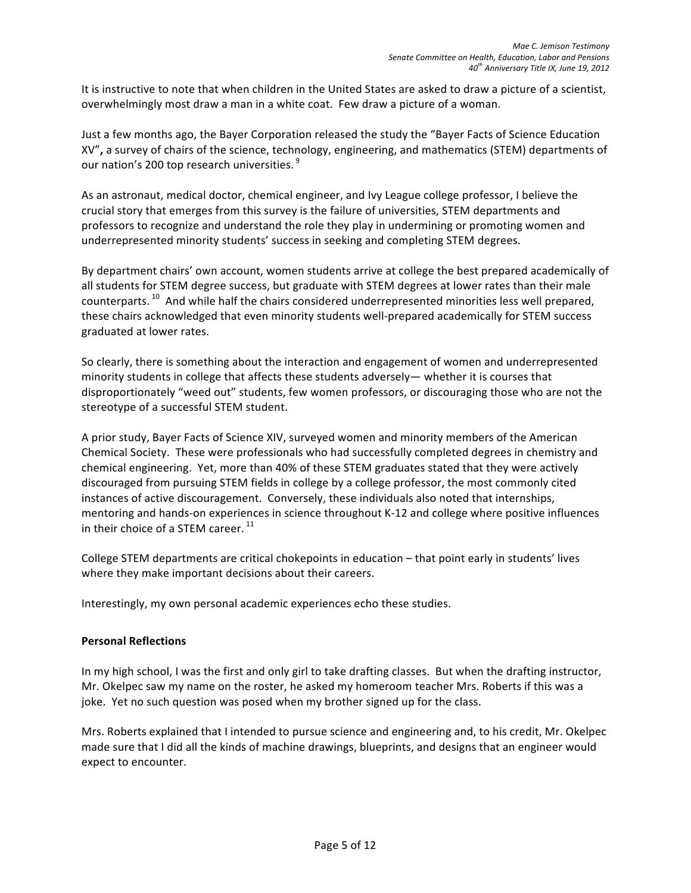It is instructive to note that when children in the United States are asked to draw a picture of a scientist, overwhelmingly most draw a man in a white coat. Few draw a picture of a woman.

Just a few months ago, the Bayer Corporation released the study the "Bayer Facts of Science Education XV"**,** a survey of chairs of the science, technology, engineering, and mathematics (STEM) departments of our nation's 200 top research universities. [9]

As an astronaut, medical doctor, chemical engineer, and Ivy League college professor, I believe the crucial story that emerges from this survey is the failure of universities, STEM departments and professors to recognize and understand the role they play in undermining or promoting women and underrepresented minority students' success in seeking and completing STEM degrees.

By department chairs' own account, women students arrive at college the best prepared academically of all students for STEM degree success, but graduate with STEM degrees at lower rates than their male counterparts. [10] And while half the chairs considered underrepresented minorities less well prepared, these chairs acknowledged that even minority students well-prepared academically for STEM success graduated at lower rates.

So clearly, there is something about the interaction and engagement of women and underrepresented minority students in college that affects these students adversely— whether it is courses that disproportionately "weed out" students, few women professors, or discouraging those who are not the stereotype of a successful STEM student.

A prior study, Bayer Facts of Science XIV, surveyed women and minority members of the American Chemical Society. These were professionals who had successfully completed degrees in chemistry and chemical engineering. Yet, more than 40% of these STEM graduates stated that they were actively discouraged from pursuing STEM fields in college by a college professor, the most commonly cited instances of active discouragement. Conversely, these individuals also noted that internships, mentoring and hands-on experiences in science throughout K-12 and college where positive influences in their choice of a STEM career. [11]

College STEM departments are critical chokepoints in education – that point early in students' lives where they make important decisions about their careers.

Interestingly, my own personal academic experiences echo these studies.

**Personal Reflections**

In my high school, I was the first and only girl to take drafting classes. But when the drafting instructor, Mr. Okelpec saw my name on the roster, he asked my homeroom teacher Mrs. Roberts if this was a joke. Yet no such question was posed when my brother signed up for the class.

Mrs. Roberts explained that I intended to pursue science and engineering and, to his credit, Mr. Okelpec made sure that I did all the kinds of machine drawings, blueprints, and designs that an engineer would expect to encounter.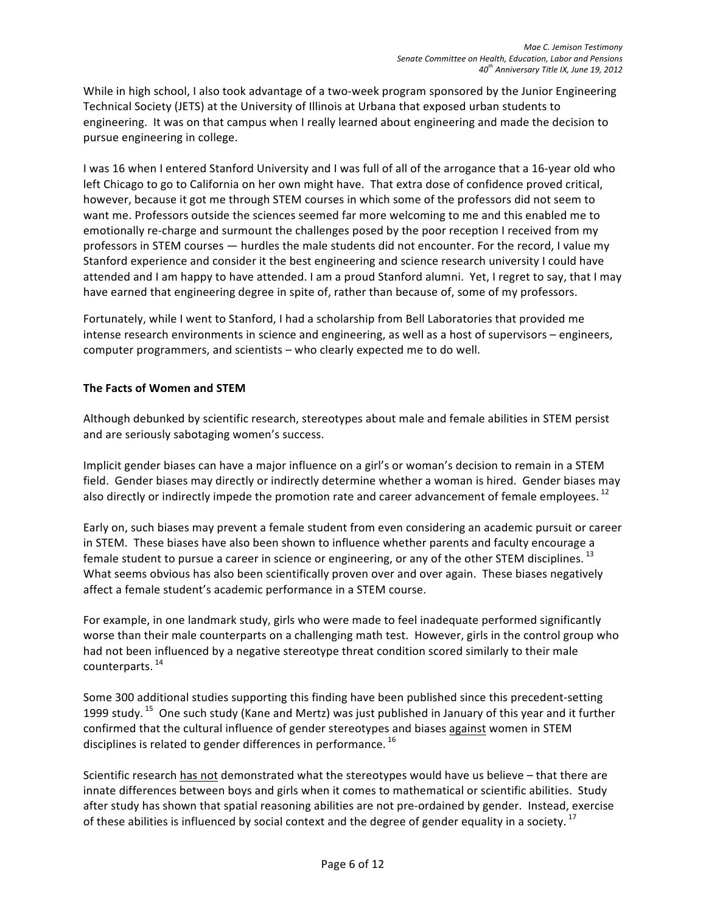While in high school, I also took advantage of a two-week program sponsored by the Junior Engineering Technical Society (JETS) at the University of Illinois at Urbana that exposed urban students to engineering. It was on that campus when I really learned about engineering and made the decision to pursue engineering in college.

I was 16 when I entered Stanford University and I was full of all of the arrogance that a 16-year old who left Chicago to go to California on her own might have. That extra dose of confidence proved critical, however, because it got me through STEM courses in which some of the professors did not seem to want me. Professors outside the sciences seemed far more welcoming to me and this enabled me to emotionally re-charge and surmount the challenges posed by the poor reception I received from my professors in STEM courses — hurdles the male students did not encounter. For the record, I value my Stanford experience and consider it the best engineering and science research university I could have attended and I am happy to have attended. I am a proud Stanford alumni. Yet, I regret to say, that I may have earned that engineering degree in spite of, rather than because of, some of my professors.

Fortunately, while I went to Stanford, I had a scholarship from Bell Laboratories that provided me intense research environments in science and engineering, as well as a host of supervisors – engineers, computer programmers, and scientists – who clearly expected me to do well.

**The Facts of Women and STEM**

Although debunked by scientific research, stereotypes about male and female abilities in STEM persist and are seriously sabotaging women's success.

Implicit gender biases can have a major influence on a girl's or woman's decision to remain in a STEM field. Gender biases may directly or indirectly determine whether a woman is hired. Gender biases may also directly or indirectly impede the promotion rate and career advancement of female employees. [12]

Early on, such biases may prevent a female student from even considering an academic pursuit or career in STEM. These biases have also been shown to influence whether parents and faculty encourage a female student to pursue a career in science or engineering, or any of the other STEM disciplines. [13] What seems obvious has also been scientifically proven over and over again. These biases negatively affect a female student's academic performance in a STEM course.

For example, in one landmark study, girls who were made to feel inadequate performed significantly worse than their male counterparts on a challenging math test. However, girls in the control group who had not been influenced by a negative stereotype threat condition scored similarly to their male counterparts. [14]

Some 300 additional studies supporting this finding have been published since this precedent-setting 1999 study. [15] One such study (Kane and Mertz) was just published in January of this year and it further confirmed that the cultural influence of gender stereotypes and biases <u>against</u> women in STEM disciplines is related to gender differences in performance. [16]

Scientific research <u>has not</u> demonstrated what the stereotypes would have us believe – that there are innate differences between boys and girls when it comes to mathematical or scientific abilities. Study after study has shown that spatial reasoning abilities are not pre-ordained by gender. Instead, exercise of these abilities is influenced by social context and the degree of gender equality in a society. [17]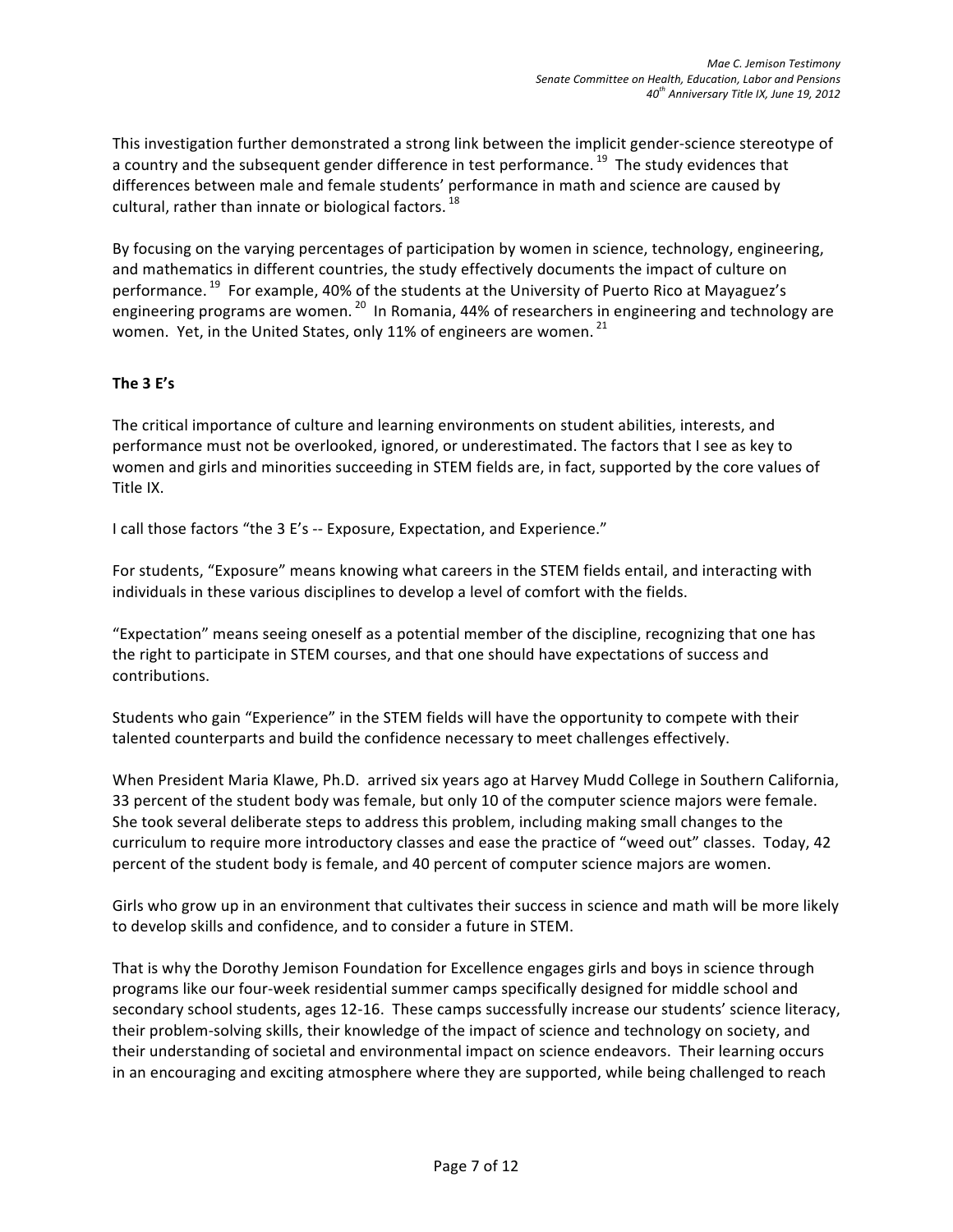This investigation further demonstrated a strong link between the implicit gender-science stereotype of a country and the subsequent gender difference in test performance. [19] The study evidences that differences between male and female students' performance in math and science are caused by cultural, rather than innate or biological factors. [18]

By focusing on the varying percentages of participation by women in science, technology, engineering, and mathematics in different countries, the study effectively documents the impact of culture on performance. [19] For example, 40% of the students at the University of Puerto Rico at Mayaguez's engineering programs are women. [20] In Romania, 44% of researchers in engineering and technology are women. Yet, in the United States, only 11% of engineers are women. [21]

**The 3 E's**

The critical importance of culture and learning environments on student abilities, interests, and performance must not be overlooked, ignored, or underestimated. The factors that I see as key to women and girls and minorities succeeding in STEM fields are, in fact, supported by the core values of Title IX.

I call those factors "the 3 E's -- Exposure, Expectation, and Experience."

For students, "Exposure" means knowing what careers in the STEM fields entail, and interacting with individuals in these various disciplines to develop a level of comfort with the fields.

"Expectation" means seeing oneself as a potential member of the discipline, recognizing that one has the right to participate in STEM courses, and that one should have expectations of success and contributions.

Students who gain "Experience" in the STEM fields will have the opportunity to compete with their talented counterparts and build the confidence necessary to meet challenges effectively.

When President Maria Klawe, Ph.D. arrived six years ago at Harvey Mudd College in Southern California, 33 percent of the student body was female, but only 10 of the computer science majors were female. She took several deliberate steps to address this problem, including making small changes to the curriculum to require more introductory classes and ease the practice of "weed out" classes. Today, 42 percent of the student body is female, and 40 percent of computer science majors are women.

Girls who grow up in an environment that cultivates their success in science and math will be more likely to develop skills and confidence, and to consider a future in STEM.

That is why the Dorothy Jemison Foundation for Excellence engages girls and boys in science through programs like our four-week residential summer camps specifically designed for middle school and secondary school students, ages 12-16. These camps successfully increase our students' science literacy, their problem-solving skills, their knowledge of the impact of science and technology on society, and their understanding of societal and environmental impact on science endeavors. Their learning occurs in an encouraging and exciting atmosphere where they are supported, while being challenged to reach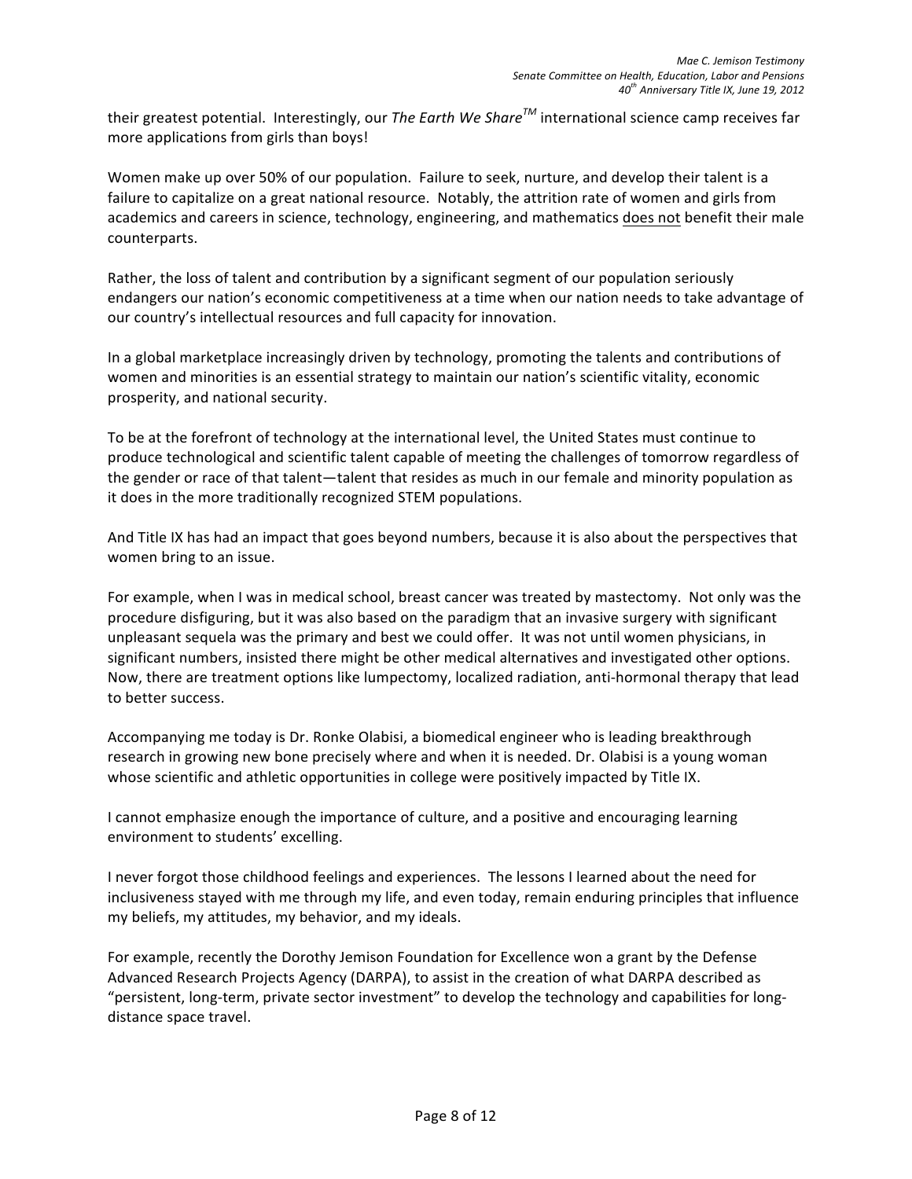their greatest potential. Interestingly, our *The Earth We Share™* international science camp receives far more applications from girls than boys!

Women make up over 50% of our population. Failure to seek, nurture, and develop their talent is a failure to capitalize on a great national resource. Notably, the attrition rate of women and girls from academics and careers in science, technology, engineering, and mathematics does not benefit their male counterparts.

Rather, the loss of talent and contribution by a significant segment of our population seriously endangers our nation's economic competitiveness at a time when our nation needs to take advantage of our country's intellectual resources and full capacity for innovation.

In a global marketplace increasingly driven by technology, promoting the talents and contributions of women and minorities is an essential strategy to maintain our nation's scientific vitality, economic prosperity, and national security.

To be at the forefront of technology at the international level, the United States must continue to produce technological and scientific talent capable of meeting the challenges of tomorrow regardless of the gender or race of that talent—talent that resides as much in our female and minority population as it does in the more traditionally recognized STEM populations.

And Title IX has had an impact that goes beyond numbers, because it is also about the perspectives that women bring to an issue.

For example, when I was in medical school, breast cancer was treated by mastectomy. Not only was the procedure disfiguring, but it was also based on the paradigm that an invasive surgery with significant unpleasant sequela was the primary and best we could offer. It was not until women physicians, in significant numbers, insisted there might be other medical alternatives and investigated other options. Now, there are treatment options like lumpectomy, localized radiation, anti-hormonal therapy that lead to better success.

Accompanying me today is Dr. Ronke Olabisi, a biomedical engineer who is leading breakthrough research in growing new bone precisely where and when it is needed. Dr. Olabisi is a young woman whose scientific and athletic opportunities in college were positively impacted by Title IX.

I cannot emphasize enough the importance of culture, and a positive and encouraging learning environment to students' excelling.

I never forgot those childhood feelings and experiences. The lessons I learned about the need for inclusiveness stayed with me through my life, and even today, remain enduring principles that influence my beliefs, my attitudes, my behavior, and my ideals.

For example, recently the Dorothy Jemison Foundation for Excellence won a grant by the Defense Advanced Research Projects Agency (DARPA), to assist in the creation of what DARPA described as "persistent, long-term, private sector investment" to develop the technology and capabilities for long-distance space travel.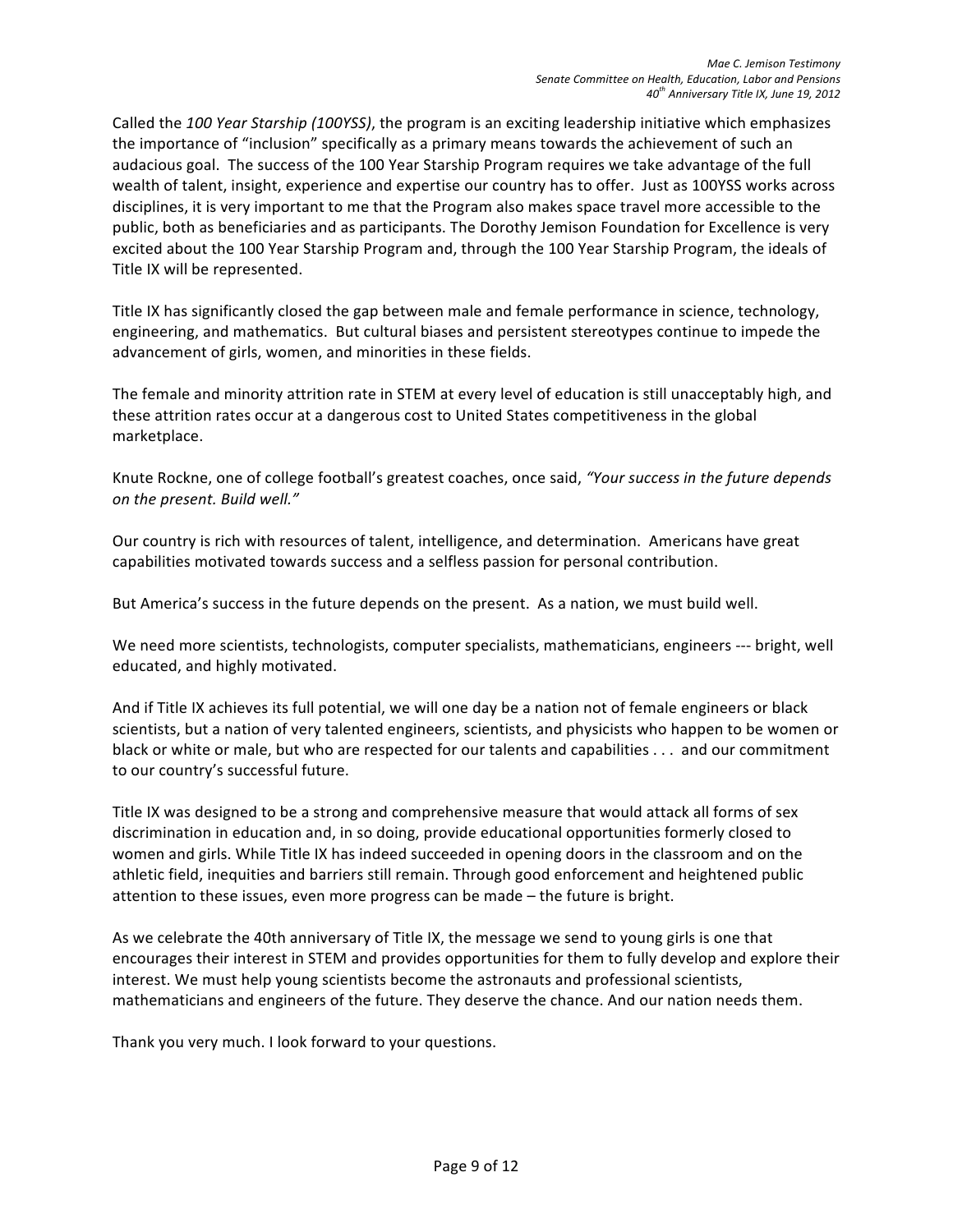Called the *100 Year Starship (100YSS)*, the program is an exciting leadership initiative which emphasizes the importance of "inclusion" specifically as a primary means towards the achievement of such an audacious goal. The success of the 100 Year Starship Program requires we take advantage of the full wealth of talent, insight, experience and expertise our country has to offer. Just as 100YSS works across disciplines, it is very important to me that the Program also makes space travel more accessible to the public, both as beneficiaries and as participants. The Dorothy Jemison Foundation for Excellence is very excited about the 100 Year Starship Program and, through the 100 Year Starship Program, the ideals of Title IX will be represented.

Title IX has significantly closed the gap between male and female performance in science, technology, engineering, and mathematics. But cultural biases and persistent stereotypes continue to impede the advancement of girls, women, and minorities in these fields.

The female and minority attrition rate in STEM at every level of education is still unacceptably high, and these attrition rates occur at a dangerous cost to United States competitiveness in the global marketplace.

Knute Rockne, one of college football's greatest coaches, once said, *"Your success in the future depends on the present. Build well."*

Our country is rich with resources of talent, intelligence, and determination. Americans have great capabilities motivated towards success and a selfless passion for personal contribution.

But America's success in the future depends on the present. As a nation, we must build well.

We need more scientists, technologists, computer specialists, mathematicians, engineers --- bright, well educated, and highly motivated.

And if Title IX achieves its full potential, we will one day be a nation not of female engineers or black scientists, but a nation of very talented engineers, scientists, and physicists who happen to be women or black or white or male, but who are respected for our talents and capabilities . . . and our commitment to our country's successful future.

Title IX was designed to be a strong and comprehensive measure that would attack all forms of sex discrimination in education and, in so doing, provide educational opportunities formerly closed to women and girls. While Title IX has indeed succeeded in opening doors in the classroom and on the athletic field, inequities and barriers still remain. Through good enforcement and heightened public attention to these issues, even more progress can be made – the future is bright.

As we celebrate the 40th anniversary of Title IX, the message we send to young girls is one that encourages their interest in STEM and provides opportunities for them to fully develop and explore their interest. We must help young scientists become the astronauts and professional scientists, mathematicians and engineers of the future. They deserve the chance. And our nation needs them.

Thank you very much. I look forward to your questions.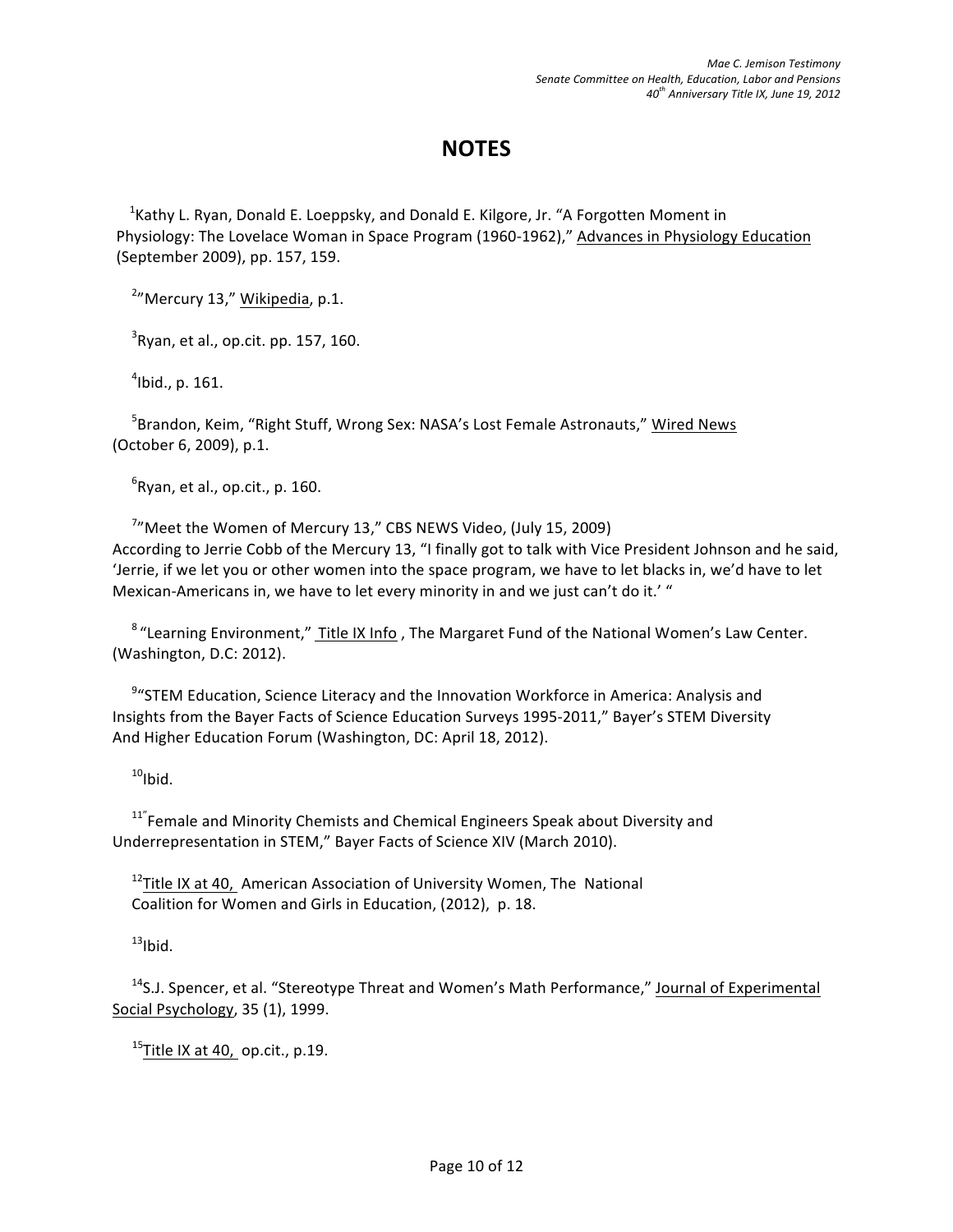# NOTES

[1]Kathy L. Ryan, Donald E. Loeppsky, and Donald E. Kilgore, Jr. "A Forgotten Moment in Physiology: The Lovelace Woman in Space Program (1960-1962)," Advances in Physiology Education (September 2009), pp. 157, 159.

[2]"Mercury 13," Wikipedia, p.1.

[3]Ryan, et al., op.cit. pp. 157, 160.

[4]Ibid., p. 161.

[5]Brandon, Keim, "Right Stuff, Wrong Sex: NASA's Lost Female Astronauts," Wired News (October 6, 2009), p.1.

[6]Ryan, et al., op.cit., p. 160.

[7]"Meet the Women of Mercury 13," CBS NEWS Video, (July 15, 2009) According to Jerrie Cobb of the Mercury 13, "I finally got to talk with Vice President Johnson and he said, 'Jerrie, if we let you or other women into the space program, we have to let blacks in, we'd have to let Mexican-Americans in, we have to let every minority in and we just can't do it.' "

[8] "Learning Environment," Title IX Info , The Margaret Fund of the National Women's Law Center. (Washington, D.C: 2012).

[9]"STEM Education, Science Literacy and the Innovation Workforce in America: Analysis and Insights from the Bayer Facts of Science Education Surveys 1995-2011," Bayer's STEM Diversity And Higher Education Forum (Washington, DC: April 18, 2012).

[10]Ibid.

[11]"Female and Minority Chemists and Chemical Engineers Speak about Diversity and Underrepresentation in STEM," Bayer Facts of Science XIV (March 2010).

[12]Title IX at 40, American Association of University Women, The National Coalition for Women and Girls in Education, (2012), p. 18.

[13]Ibid.

[14]S.J. Spencer, et al. "Stereotype Threat and Women's Math Performance," Journal of Experimental Social Psychology, 35 (1), 1999.

[15]Title IX at 40, op.cit., p.19.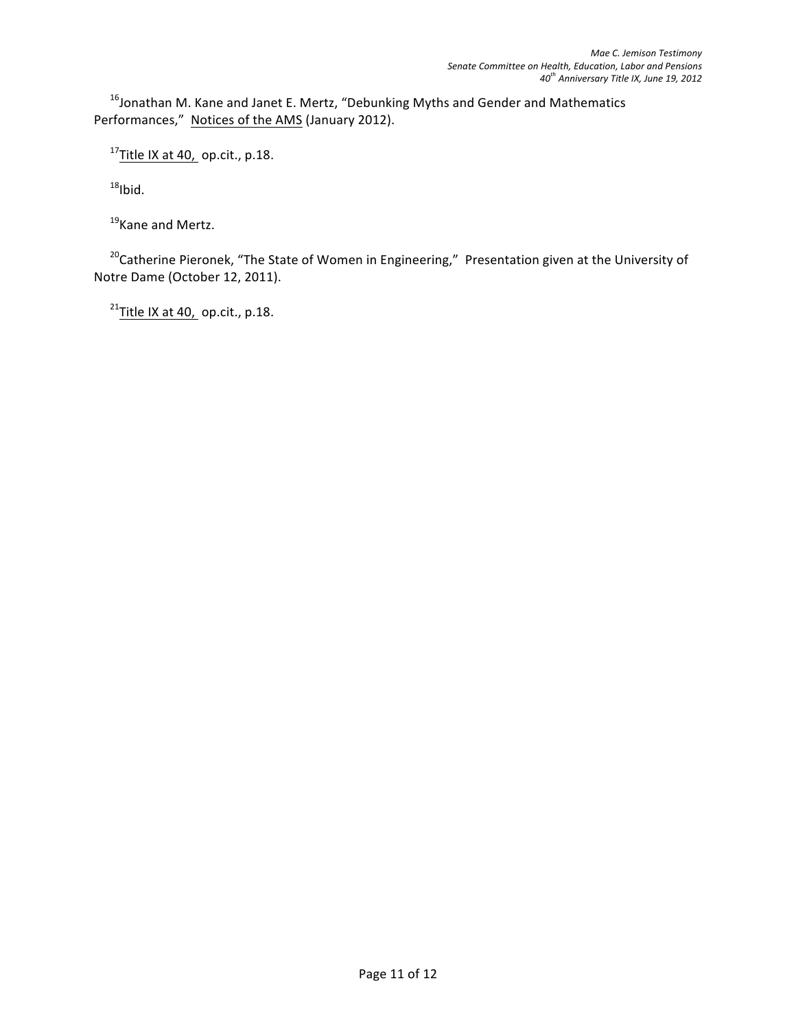[16]Jonathan M. Kane and Janet E. Mertz, "Debunking Myths and Gender and Mathematics Performances," Notices of the AMS (January 2012).

[17]Title IX at 40, op.cit., p.18.

[18]Ibid.

[19]Kane and Mertz.

[20]Catherine Pieronek, "The State of Women in Engineering," Presentation given at the University of Notre Dame (October 12, 2011).

[21]Title IX at 40, op.cit., p.18.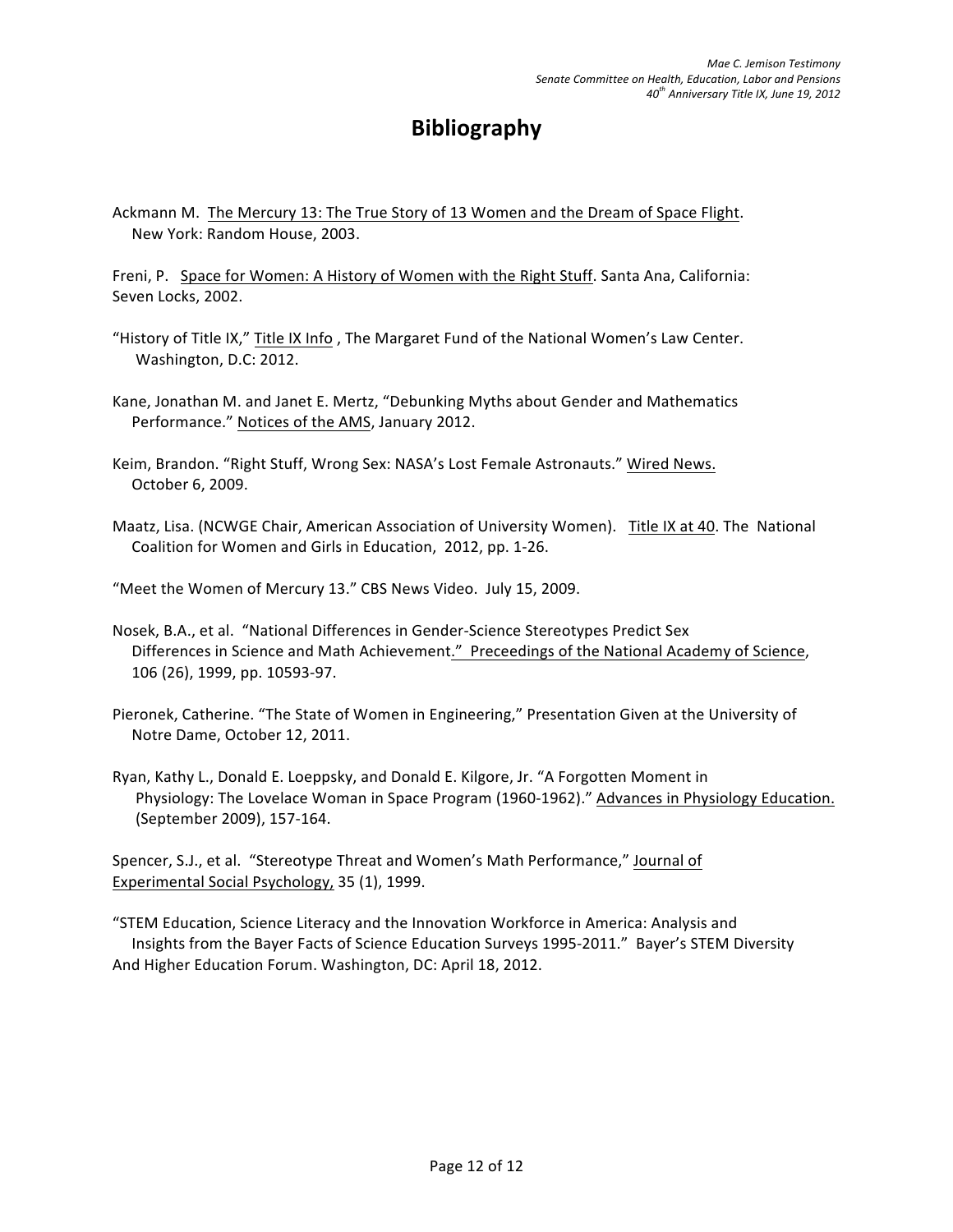# Bibliography

Ackmann M. The Mercury 13: The True Story of 13 Women and the Dream of Space Flight. New York: Random House, 2003.

Freni, P. Space for Women: A History of Women with the Right Stuff. Santa Ana, California: Seven Locks, 2002.

"History of Title IX," Title IX Info , The Margaret Fund of the National Women's Law Center. Washington, D.C: 2012.

Kane, Jonathan M. and Janet E. Mertz, "Debunking Myths about Gender and Mathematics Performance." Notices of the AMS, January 2012.

Keim, Brandon. "Right Stuff, Wrong Sex: NASA's Lost Female Astronauts." Wired News. October 6, 2009.

Maatz, Lisa. (NCWGE Chair, American Association of University Women). Title IX at 40. The National Coalition for Women and Girls in Education, 2012, pp. 1-26.

"Meet the Women of Mercury 13." CBS News Video. July 15, 2009.

Nosek, B.A., et al. "National Differences in Gender-Science Stereotypes Predict Sex Differences in Science and Math Achievement." Preceedings of the National Academy of Science, 106 (26), 1999, pp. 10593-97.

Pieronek, Catherine. "The State of Women in Engineering," Presentation Given at the University of Notre Dame, October 12, 2011.

Ryan, Kathy L., Donald E. Loeppsky, and Donald E. Kilgore, Jr. "A Forgotten Moment in Physiology: The Lovelace Woman in Space Program (1960-1962)." Advances in Physiology Education. (September 2009), 157-164.

Spencer, S.J., et al. "Stereotype Threat and Women's Math Performance," Journal of Experimental Social Psychology, 35 (1), 1999.

"STEM Education, Science Literacy and the Innovation Workforce in America: Analysis and Insights from the Bayer Facts of Science Education Surveys 1995-2011." Bayer's STEM Diversity And Higher Education Forum. Washington, DC: April 18, 2012.